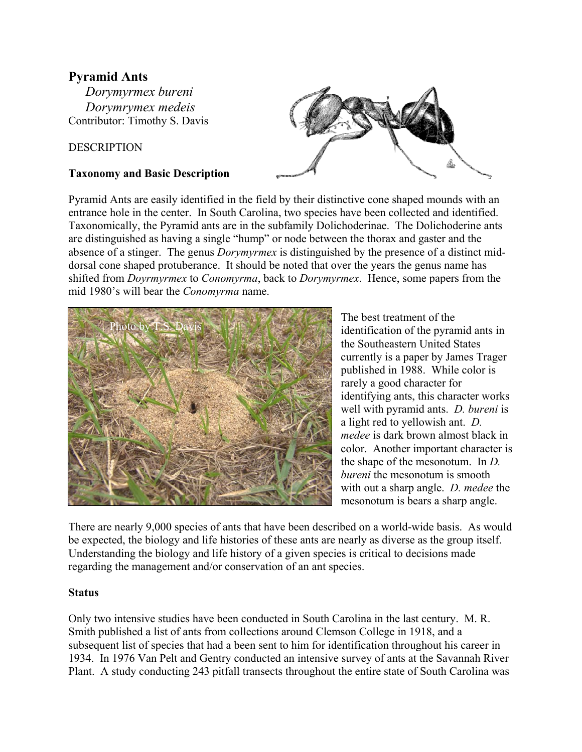# Pyramid Ants

*Dorymyrmex bureni*
*Dorymrymex medeis*
Contributor: Timothy S. Davis

DESCRIPTION

### Taxonomy and Basic Description

Pyramid Ants are easily identified in the field by their distinctive cone shaped mounds with an entrance hole in the center. In South Carolina, two species have been collected and identified. Taxonomically, the Pyramid ants are in the subfamily Dolichoderinae. The Dolichoderine ants are distinguished as having a single "hump" or node between the thorax and gaster and the absence of a stinger. The genus *Dorymyrmex* is distinguished by the presence of a distinct mid-dorsal cone shaped protuberance. It should be noted that over the years the genus name has shifted from *Doyrmyrmex* to *Conomyrma*, back to *Dorymyrmex*. Hence, some papers from the mid 1980's will bear the *Conomyrma* name.

Photo by T.S. Davis

The best treatment of the identification of the pyramid ants in the Southeastern United States currently is a paper by James Trager published in 1988. While color is rarely a good character for identifying ants, this character works well with pyramid ants. *D. bureni* is a light red to yellowish ant. *D. medee* is dark brown almost black in color. Another important character is the shape of the mesonotum. In *D. bureni* the mesonotum is smooth with out a sharp angle. *D. medee* the mesonotum is bears a sharp angle.

There are nearly 9,000 species of ants that have been described on a world-wide basis. As would be expected, the biology and life histories of these ants are nearly as diverse as the group itself. Understanding the biology and life history of a given species is critical to decisions made regarding the management and/or conservation of an ant species.

### Status

Only two intensive studies have been conducted in South Carolina in the last century. M. R. Smith published a list of ants from collections around Clemson College in 1918, and a subsequent list of species that had a been sent to him for identification throughout his career in 1934. In 1976 Van Pelt and Gentry conducted an intensive survey of ants at the Savannah River Plant. A study conducting 243 pitfall transects throughout the entire state of South Carolina was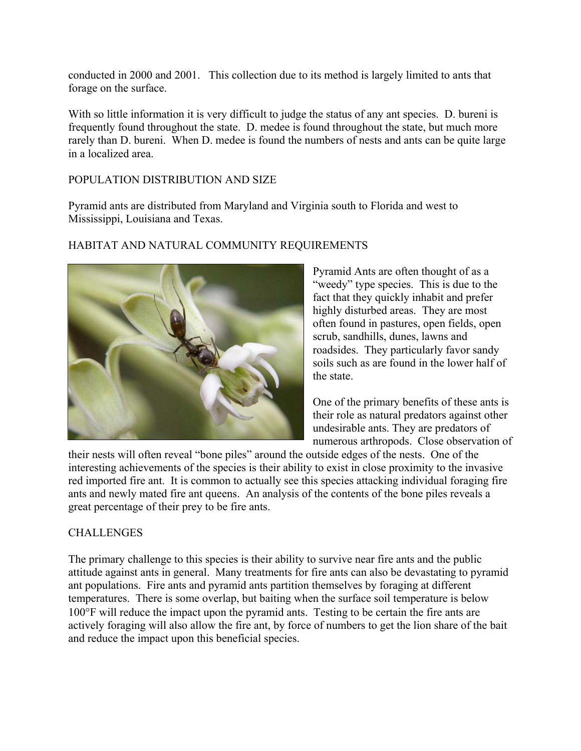conducted in 2000 and 2001. This collection due to its method is largely limited to ants that forage on the surface.

With so little information it is very difficult to judge the status of any ant species. D. bureni is frequently found throughout the state. D. medee is found throughout the state, but much more rarely than D. bureni. When D. medee is found the numbers of nests and ants can be quite large in a localized area.

## POPULATION DISTRIBUTION AND SIZE

Pyramid ants are distributed from Maryland and Virginia south to Florida and west to Mississippi, Louisiana and Texas.

## HABITAT AND NATURAL COMMUNITY REQUIREMENTS

Pyramid Ants are often thought of as a "weedy" type species. This is due to the fact that they quickly inhabit and prefer highly disturbed areas. They are most often found in pastures, open fields, open scrub, sandhills, dunes, lawns and roadsides. They particularly favor sandy soils such as are found in the lower half of the state.

One of the primary benefits of these ants is their role as natural predators against other undesirable ants. They are predators of numerous arthropods. Close observation of their nests will often reveal "bone piles" around the outside edges of the nests. One of the interesting achievements of the species is their ability to exist in close proximity to the invasive red imported fire ant. It is common to actually see this species attacking individual foraging fire ants and newly mated fire ant queens. An analysis of the contents of the bone piles reveals a great percentage of their prey to be fire ants.

## CHALLENGES

The primary challenge to this species is their ability to survive near fire ants and the public attitude against ants in general. Many treatments for fire ants can also be devastating to pyramid ant populations. Fire ants and pyramid ants partition themselves by foraging at different temperatures. There is some overlap, but baiting when the surface soil temperature is below 100°F will reduce the impact upon the pyramid ants. Testing to be certain the fire ants are actively foraging will also allow the fire ant, by force of numbers to get the lion share of the bait and reduce the impact upon this beneficial species.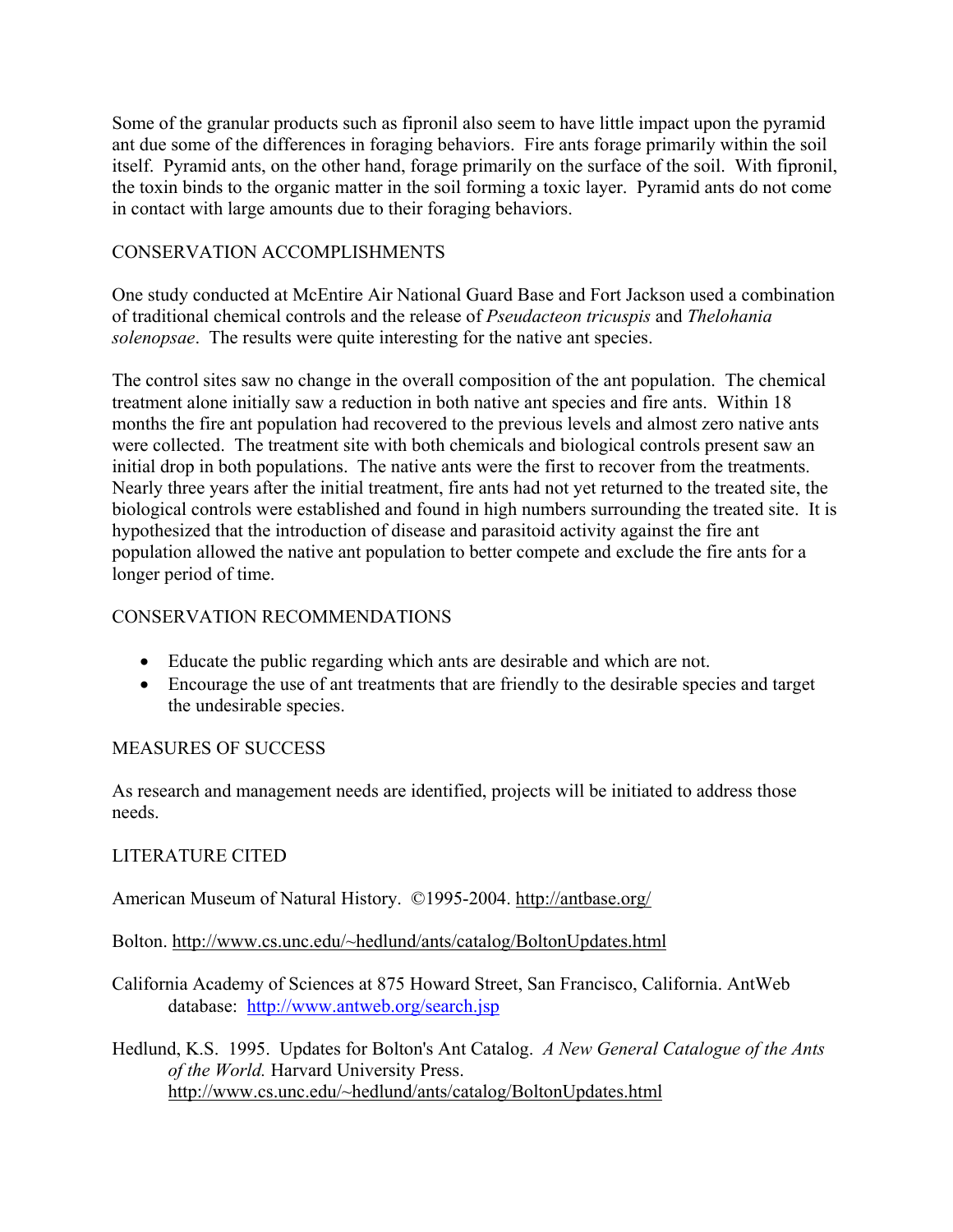Some of the granular products such as fipronil also seem to have little impact upon the pyramid ant due some of the differences in foraging behaviors. Fire ants forage primarily within the soil itself. Pyramid ants, on the other hand, forage primarily on the surface of the soil. With fipronil, the toxin binds to the organic matter in the soil forming a toxic layer. Pyramid ants do not come in contact with large amounts due to their foraging behaviors.

## CONSERVATION ACCOMPLISHMENTS

One study conducted at McEntire Air National Guard Base and Fort Jackson used a combination of traditional chemical controls and the release of *Pseudacteon tricuspis* and *Thelohania solenopsae*. The results were quite interesting for the native ant species.

The control sites saw no change in the overall composition of the ant population. The chemical treatment alone initially saw a reduction in both native ant species and fire ants. Within 18 months the fire ant population had recovered to the previous levels and almost zero native ants were collected. The treatment site with both chemicals and biological controls present saw an initial drop in both populations. The native ants were the first to recover from the treatments. Nearly three years after the initial treatment, fire ants had not yet returned to the treated site, the biological controls were established and found in high numbers surrounding the treated site. It is hypothesized that the introduction of disease and parasitoid activity against the fire ant population allowed the native ant population to better compete and exclude the fire ants for a longer period of time.

## CONSERVATION RECOMMENDATIONS

- Educate the public regarding which ants are desirable and which are not.
- Encourage the use of ant treatments that are friendly to the desirable species and target the undesirable species.

## MEASURES OF SUCCESS

As research and management needs are identified, projects will be initiated to address those needs.

## LITERATURE CITED

American Museum of Natural History. ©1995-2004. http://antbase.org/

Bolton. http://www.cs.unc.edu/~hedlund/ants/catalog/BoltonUpdates.html

California Academy of Sciences at 875 Howard Street, San Francisco, California. AntWeb database: http://www.antweb.org/search.jsp

Hedlund, K.S. 1995. Updates for Bolton's Ant Catalog. *A New General Catalogue of the Ants of the World.* Harvard University Press. http://www.cs.unc.edu/~hedlund/ants/catalog/BoltonUpdates.html